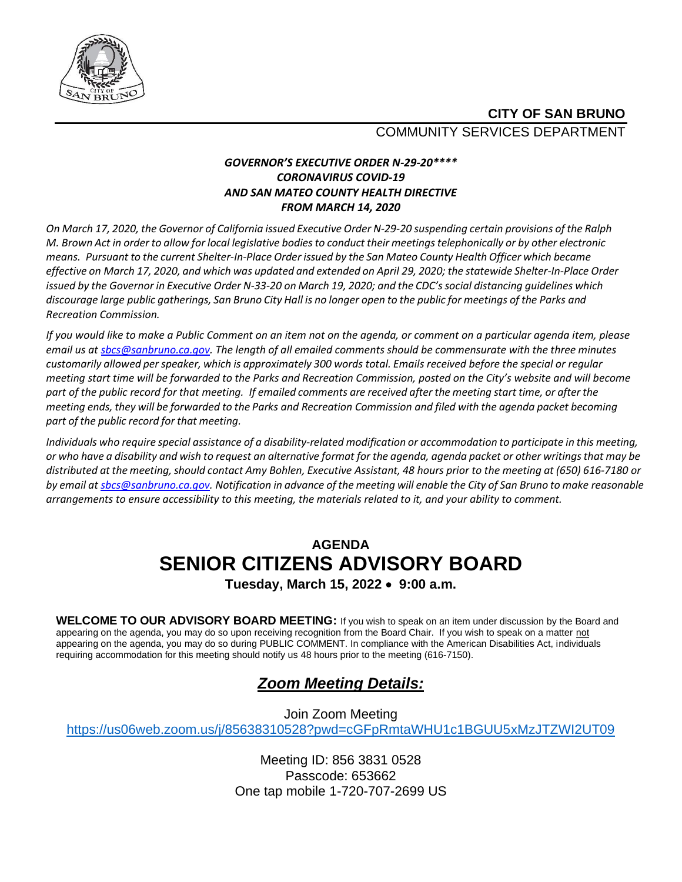**CITY OF SAN BRUNO**

COMMUNITY SERVICES DEPARTMENT

***GOVERNOR'S EXECUTIVE ORDER N-29-20****
CORONAVIRUS COVID-19
AND SAN MATEO COUNTY HEALTH DIRECTIVE
FROM MARCH 14, 2020***

*On March 17, 2020, the Governor of California issued Executive Order N-29-20 suspending certain provisions of the Ralph M. Brown Act in order to allow for local legislative bodies to conduct their meetings telephonically or by other electronic means. Pursuant to the current Shelter-In-Place Order issued by the San Mateo County Health Officer which became effective on March 17, 2020, and which was updated and extended on April 29, 2020; the statewide Shelter-In-Place Order issued by the Governor in Executive Order N-33-20 on March 19, 2020; and the CDC's social distancing guidelines which discourage large public gatherings, San Bruno City Hall is no longer open to the public for meetings of the Parks and Recreation Commission.*

*If you would like to make a Public Comment on an item not on the agenda, or comment on a particular agenda item, please email us at [sbcs@sanbruno.ca.gov](mailto:sbcs@sanbruno.ca.gov). The length of all emailed comments should be commensurate with the three minutes customarily allowed per speaker, which is approximately 300 words total. Emails received before the special or regular meeting start time will be forwarded to the Parks and Recreation Commission, posted on the City's website and will become part of the public record for that meeting. If emailed comments are received after the meeting start time, or after the meeting ends, they will be forwarded to the Parks and Recreation Commission and filed with the agenda packet becoming part of the public record for that meeting.*

*Individuals who require special assistance of a disability-related modification or accommodation to participate in this meeting, or who have a disability and wish to request an alternative format for the agenda, agenda packet or other writings that may be distributed at the meeting, should contact Amy Bohlen, Executive Assistant, 48 hours prior to the meeting at (650) 616-7180 or by email at [sbcs@sanbruno.ca.gov](mailto:sbcs@sanbruno.ca.gov). Notification in advance of the meeting will enable the City of San Bruno to make reasonable arrangements to ensure accessibility to this meeting, the materials related to it, and your ability to comment.*

## AGENDA

# SENIOR CITIZENS ADVISORY BOARD

**Tuesday, March 15, 2022 • 9:00 a.m.**

**WELCOME TO OUR ADVISORY BOARD MEETING:** If you wish to speak on an item under discussion by the Board and appearing on the agenda, you may do so upon receiving recognition from the Board Chair. If you wish to speak on a matter not appearing on the agenda, you may do so during PUBLIC COMMENT. In compliance with the American Disabilities Act, individuals requiring accommodation for this meeting should notify us 48 hours prior to the meeting (616-7150).

## ***Zoom Meeting Details:***

Join Zoom Meeting
[https://us06web.zoom.us/j/85638310528?pwd=cGFpRmtaWHU1c1BGUU5xMzJTZWI2UT09](https://us06web.zoom.us/j/85638310528?pwd=cGFpRmtaWHU1c1BGUU5xMzJTZWI2UT09)

Meeting ID: 856 3831 0528
Passcode: 653662
One tap mobile 1-720-707-2699 US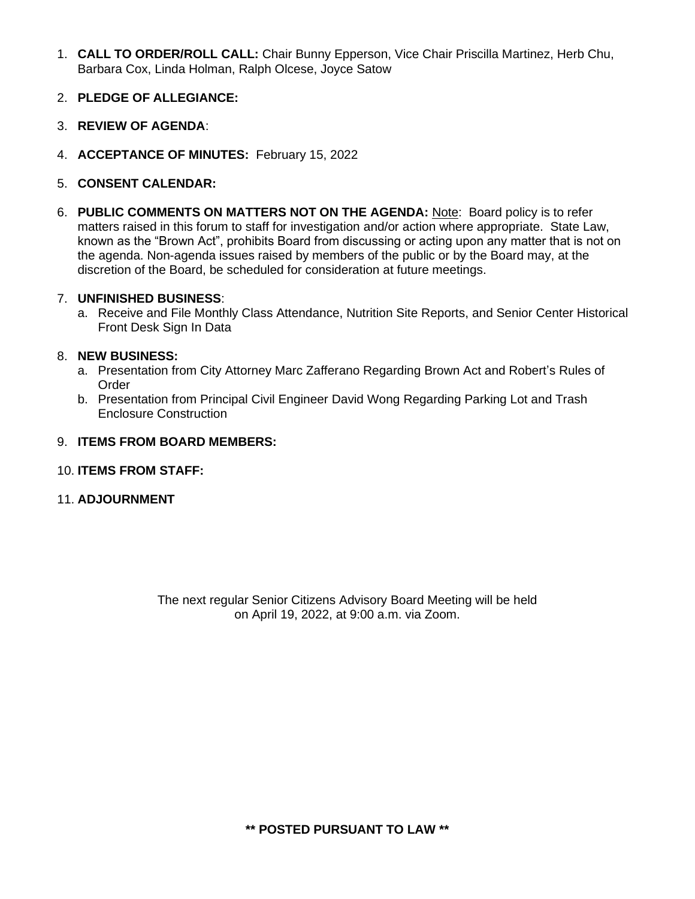1. **CALL TO ORDER/ROLL CALL:** Chair Bunny Epperson, Vice Chair Priscilla Martinez, Herb Chu, Barbara Cox, Linda Holman, Ralph Olcese, Joyce Satow

2. **PLEDGE OF ALLEGIANCE:**

3. **REVIEW OF AGENDA**:

4. **ACCEPTANCE OF MINUTES:** February 15, 2022

5. **CONSENT CALENDAR:**

6. **PUBLIC COMMENTS ON MATTERS NOT ON THE AGENDA:** Note: Board policy is to refer matters raised in this forum to staff for investigation and/or action where appropriate. State Law, known as the "Brown Act", prohibits Board from discussing or acting upon any matter that is not on the agenda. Non-agenda issues raised by members of the public or by the Board may, at the discretion of the Board, be scheduled for consideration at future meetings.

7. **UNFINISHED BUSINESS**:
   a. Receive and File Monthly Class Attendance, Nutrition Site Reports, and Senior Center Historical Front Desk Sign In Data

8. **NEW BUSINESS:**
   a. Presentation from City Attorney Marc Zafferano Regarding Brown Act and Robert's Rules of Order
   b. Presentation from Principal Civil Engineer David Wong Regarding Parking Lot and Trash Enclosure Construction

9. **ITEMS FROM BOARD MEMBERS:**

10. **ITEMS FROM STAFF:**

11. **ADJOURNMENT**

The next regular Senior Citizens Advisory Board Meeting will be held on April 19, 2022, at 9:00 a.m. via Zoom.

**\*\* POSTED PURSUANT TO LAW \*\***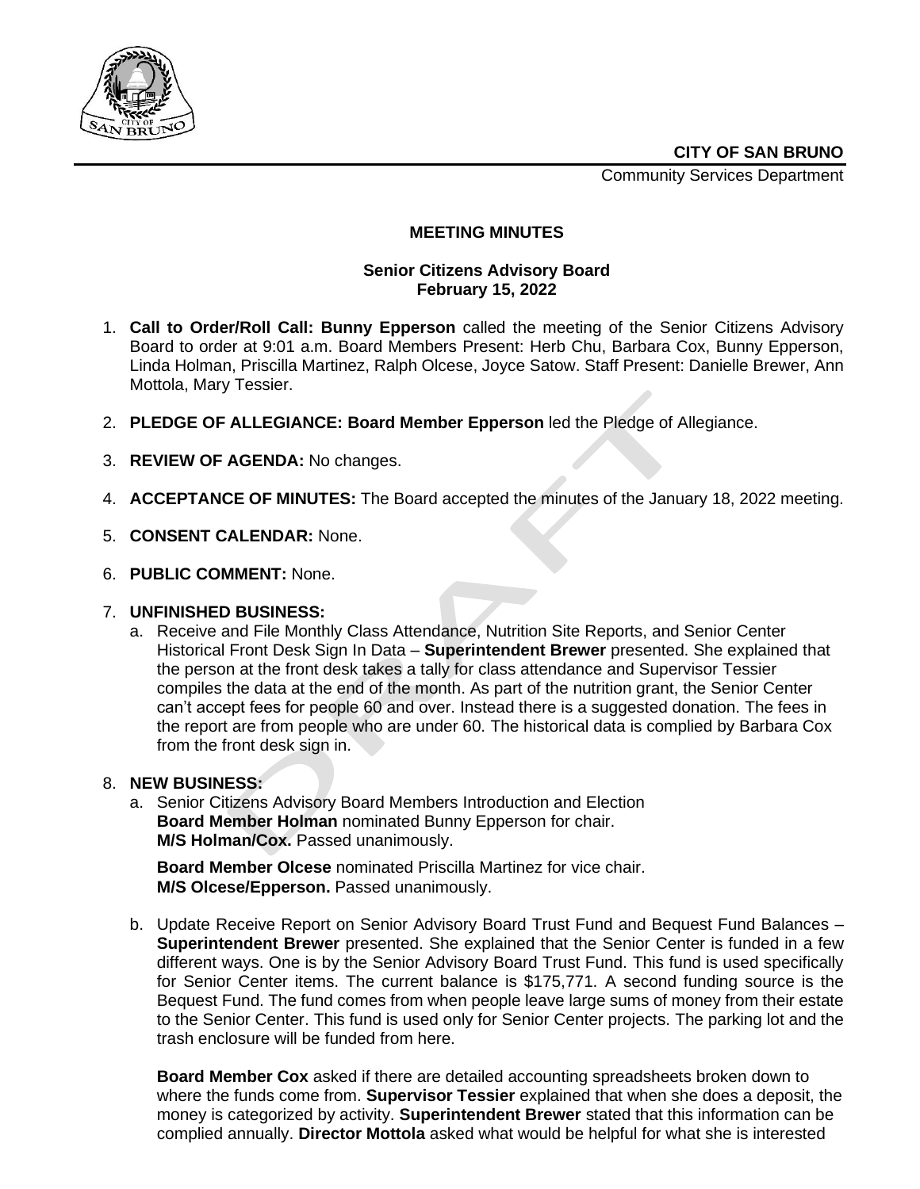**CITY OF SAN BRUNO**

Community Services Department

**MEETING MINUTES**

**Senior Citizens Advisory Board**
**February 15, 2022**

1. **Call to Order/Roll Call: Bunny Epperson** called the meeting of the Senior Citizens Advisory Board to order at 9:01 a.m. Board Members Present: Herb Chu, Barbara Cox, Bunny Epperson, Linda Holman, Priscilla Martinez, Ralph Olcese, Joyce Satow. Staff Present: Danielle Brewer, Ann Mottola, Mary Tessier.

2. **PLEDGE OF ALLEGIANCE: Board Member Epperson** led the Pledge of Allegiance.

3. **REVIEW OF AGENDA:** No changes.

4. **ACCEPTANCE OF MINUTES:** The Board accepted the minutes of the January 18, 2022 meeting.

5. **CONSENT CALENDAR:** None.

6. **PUBLIC COMMENT:** None.

7. **UNFINISHED BUSINESS:**
   a. Receive and File Monthly Class Attendance, Nutrition Site Reports, and Senior Center Historical Front Desk Sign In Data – **Superintendent Brewer** presented. She explained that the person at the front desk takes a tally for class attendance and Supervisor Tessier compiles the data at the end of the month. As part of the nutrition grant, the Senior Center can't accept fees for people 60 and over. Instead there is a suggested donation. The fees in the report are from people who are under 60. The historical data is complied by Barbara Cox from the front desk sign in.

8. **NEW BUSINESS:**
   a. Senior Citizens Advisory Board Members Introduction and Election
   **Board Member Holman** nominated Bunny Epperson for chair.
   **M/S Holman/Cox.** Passed unanimously.

   **Board Member Olcese** nominated Priscilla Martinez for vice chair.
   **M/S Olcese/Epperson.** Passed unanimously.

   b. Update Receive Report on Senior Advisory Board Trust Fund and Bequest Fund Balances – **Superintendent Brewer** presented. She explained that the Senior Center is funded in a few different ways. One is by the Senior Advisory Board Trust Fund. This fund is used specifically for Senior Center items. The current balance is $175,771. A second funding source is the Bequest Fund. The fund comes from when people leave large sums of money from their estate to the Senior Center. This fund is used only for Senior Center projects. The parking lot and the trash enclosure will be funded from here.

   **Board Member Cox** asked if there are detailed accounting spreadsheets broken down to where the funds come from. **Supervisor Tessier** explained that when she does a deposit, the money is categorized by activity. **Superintendent Brewer** stated that this information can be complied annually. **Director Mottola** asked what would be helpful for what she is interested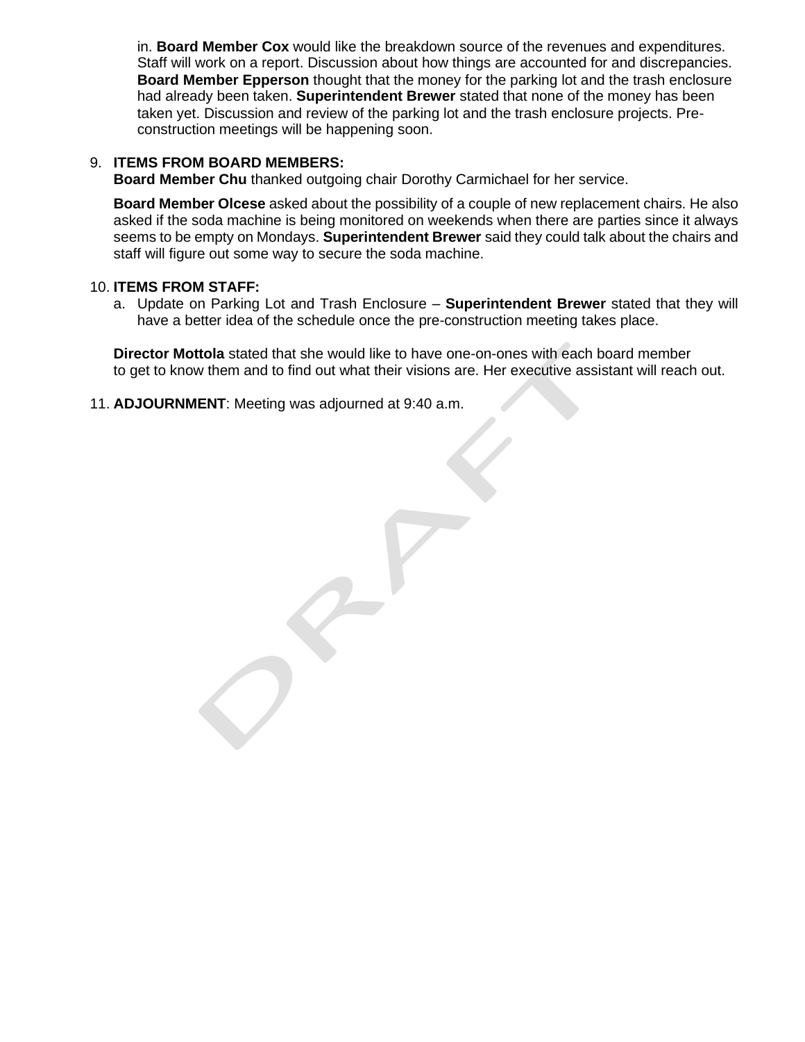in. **Board Member Cox** would like the breakdown source of the revenues and expenditures. Staff will work on a report. Discussion about how things are accounted for and discrepancies. **Board Member Epperson** thought that the money for the parking lot and the trash enclosure had already been taken. **Superintendent Brewer** stated that none of the money has been taken yet. Discussion and review of the parking lot and the trash enclosure projects. Pre-construction meetings will be happening soon.

9. **ITEMS FROM BOARD MEMBERS:**
   **Board Member Chu** thanked outgoing chair Dorothy Carmichael for her service.

   **Board Member Olcese** asked about the possibility of a couple of new replacement chairs. He also asked if the soda machine is being monitored on weekends when there are parties since it always seems to be empty on Mondays. **Superintendent Brewer** said they could talk about the chairs and staff will figure out some way to secure the soda machine.

10. **ITEMS FROM STAFF:**
    a. Update on Parking Lot and Trash Enclosure – **Superintendent Brewer** stated that they will have a better idea of the schedule once the pre-construction meeting takes place.

    **Director Mottola** stated that she would like to have one-on-ones with each board member to get to know them and to find out what their visions are. Her executive assistant will reach out.

11. **ADJOURNMENT**: Meeting was adjourned at 9:40 a.m.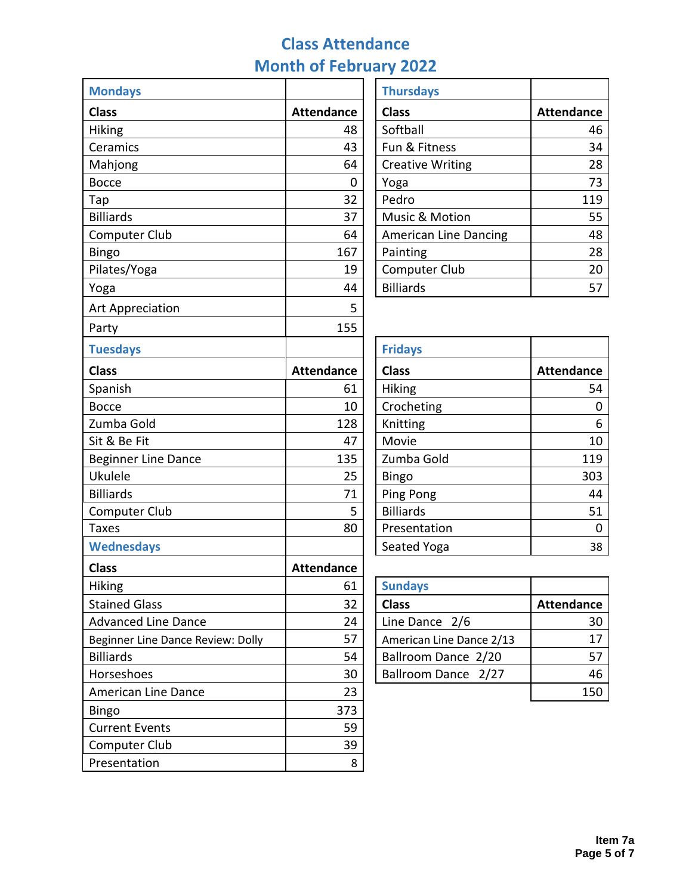# Class Attendance
## Month of February 2022

**Mondays**

| Class | Attendance |
|---|---|
| Hiking | 48 |
| Ceramics | 43 |
| Mahjong | 64 |
| Bocce | 0 |
| Tap | 32 |
| Billiards | 37 |
| Computer Club | 64 |
| Bingo | 167 |
| Pilates/Yoga | 19 |
| Yoga | 44 |
| Art Appreciation | 5 |
| Party | 155 |

**Tuesdays**

| Class | Attendance |
|---|---|
| Spanish | 61 |
| Bocce | 10 |
| Zumba Gold | 128 |
| Sit & Be Fit | 47 |
| Beginner Line Dance | 135 |
| Ukulele | 25 |
| Billiards | 71 |
| Computer Club | 5 |
| Taxes | 80 |

**Wednesdays**

| Class | Attendance |
|---|---|
| Hiking | 61 |
| Stained Glass | 32 |
| Advanced Line Dance | 24 |
| Beginner Line Dance Review: Dolly | 57 |
| Billiards | 54 |
| Horseshoes | 30 |
| American Line Dance | 23 |
| Bingo | 373 |
| Current Events | 59 |
| Computer Club | 39 |
| Presentation | 8 |

**Thursdays**

| Class | Attendance |
|---|---|
| Softball | 46 |
| Fun & Fitness | 34 |
| Creative Writing | 28 |
| Yoga | 73 |
| Pedro | 119 |
| Music & Motion | 55 |
| American Line Dancing | 48 |
| Painting | 28 |
| Computer Club | 20 |
| Billiards | 57 |

**Fridays**

| Class | Attendance |
|---|---|
| Hiking | 54 |
| Crocheting | 0 |
| Knitting | 6 |
| Movie | 10 |
| Zumba Gold | 119 |
| Bingo | 303 |
| Ping Pong | 44 |
| Billiards | 51 |
| Presentation | 0 |
| Seated Yoga | 38 |

**Sundays**

| Class | Attendance |
|---|---|
| Line Dance 2/6 | 30 |
| American Line Dance 2/13 | 17 |
| Ballroom Dance 2/20 | 57 |
| Ballroom Dance 2/27 | 46 |
| | 150 |

Item 7a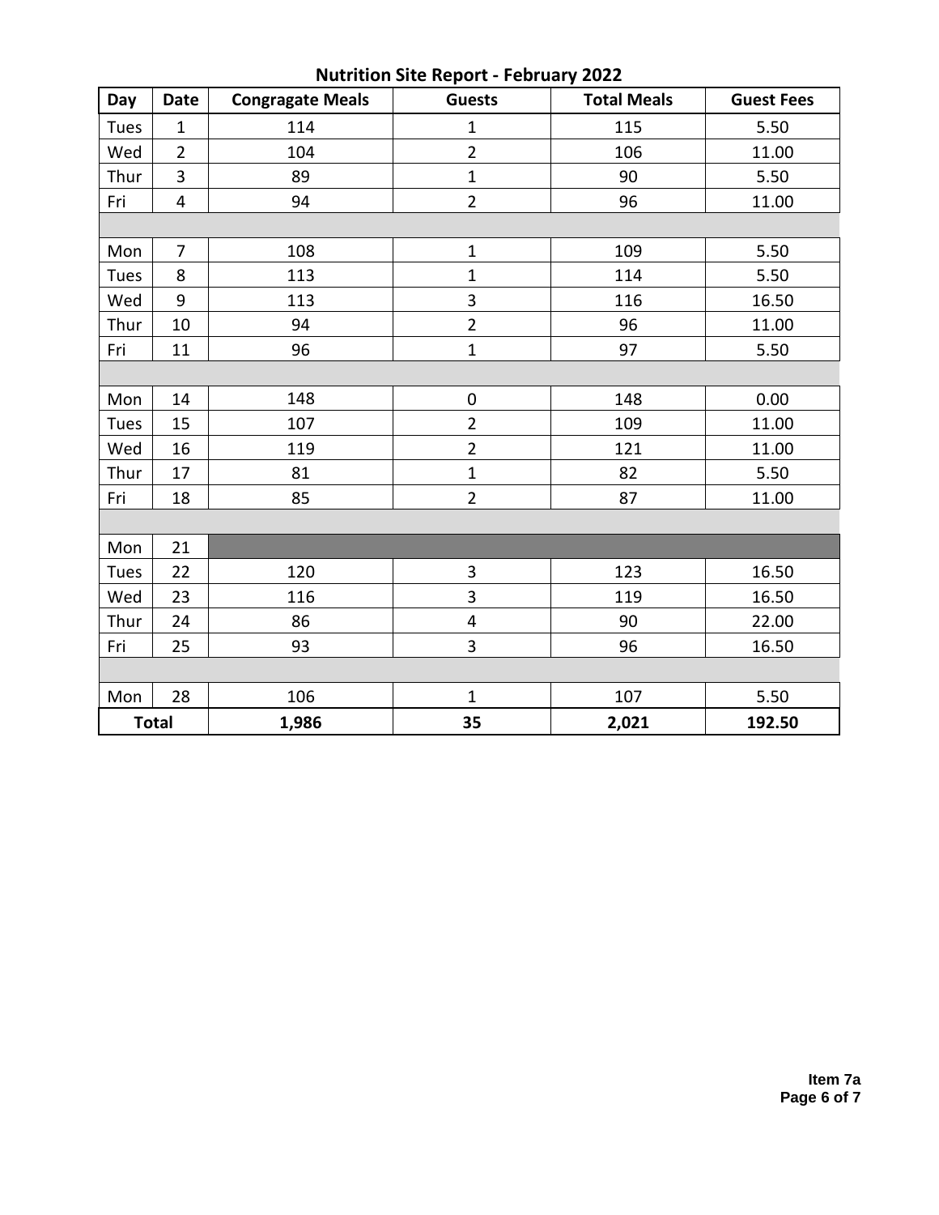## Nutrition Site Report - February 2022

| Day | Date | Congragate Meals | Guests | Total Meals | Guest Fees |
|---|---|---|---|---|---|
| Tues | 1 | 114 | 1 | 115 | 5.50 |
| Wed | 2 | 104 | 2 | 106 | 11.00 |
| Thur | 3 | 89 | 1 | 90 | 5.50 |
| Fri | 4 | 94 | 2 | 96 | 11.00 |
| | | | | | |
| Mon | 7 | 108 | 1 | 109 | 5.50 |
| Tues | 8 | 113 | 1 | 114 | 5.50 |
| Wed | 9 | 113 | 3 | 116 | 16.50 |
| Thur | 10 | 94 | 2 | 96 | 11.00 |
| Fri | 11 | 96 | 1 | 97 | 5.50 |
| | | | | | |
| Mon | 14 | 148 | 0 | 148 | 0.00 |
| Tues | 15 | 107 | 2 | 109 | 11.00 |
| Wed | 16 | 119 | 2 | 121 | 11.00 |
| Thur | 17 | 81 | 1 | 82 | 5.50 |
| Fri | 18 | 85 | 2 | 87 | 11.00 |
| | | | | | |
| Mon | 21 | | | | |
| Tues | 22 | 120 | 3 | 123 | 16.50 |
| Wed | 23 | 116 | 3 | 119 | 16.50 |
| Thur | 24 | 86 | 4 | 90 | 22.00 |
| Fri | 25 | 93 | 3 | 96 | 16.50 |
| | | | | | |
| Mon | 28 | 106 | 1 | 107 | 5.50 |
| **Total** | | **1,986** | **35** | **2,021** | **192.50** |

**Item 7a**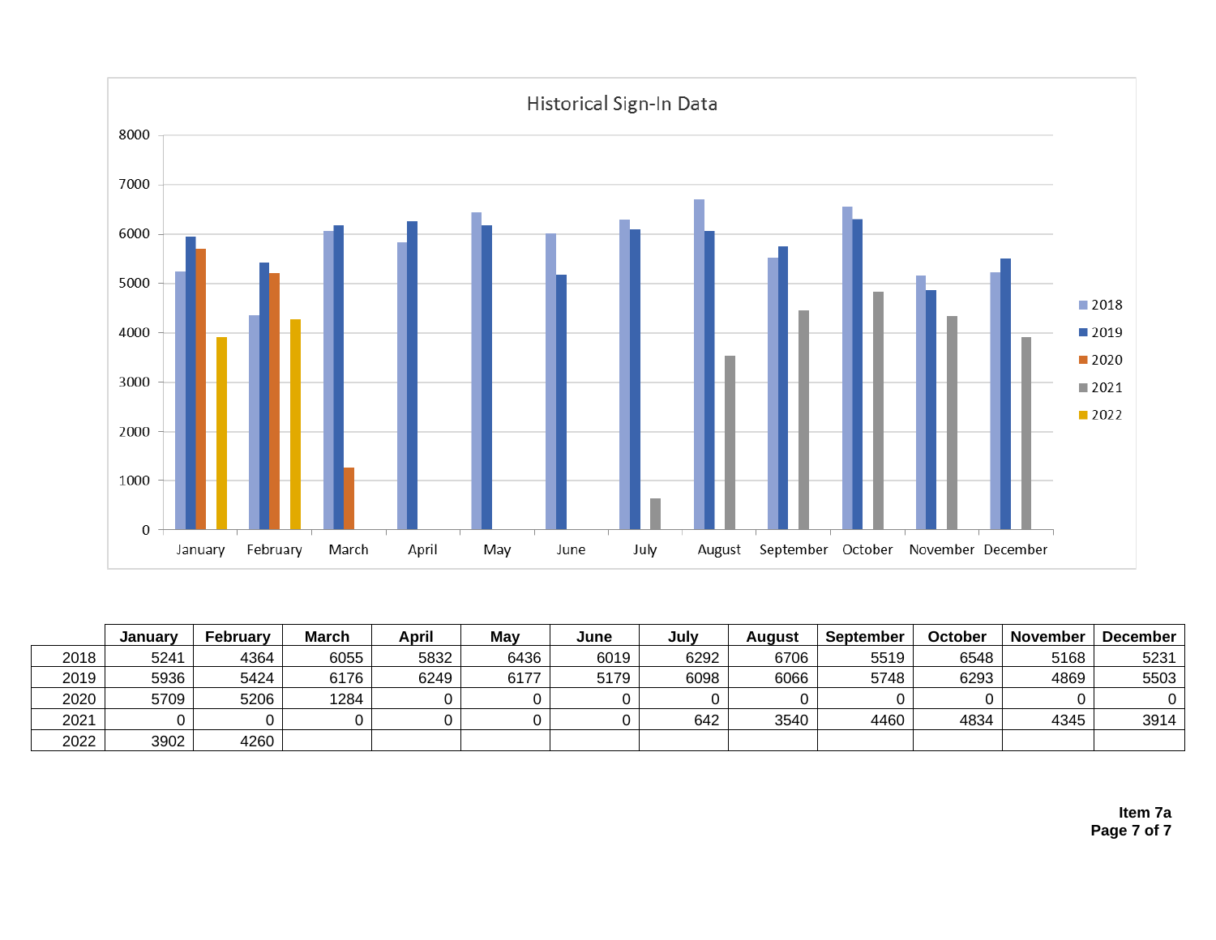Historical Sign-In Data

8000
7000
6000
5000
4000
3000
2000
1000
0

January February March April May June July August September October November December

2018
2019
2020
2021
2022

| | January | February | March | April | May | June | July | August | September | October | November | December |
|---|---|---|---|---|---|---|---|---|---|---|---|---|
| 2018 | 5241 | 4364 | 6055 | 5832 | 6436 | 6019 | 6292 | 6706 | 5519 | 6548 | 5168 | 5231 |
| 2019 | 5936 | 5424 | 6176 | 6249 | 6177 | 5179 | 6098 | 6066 | 5748 | 6293 | 4869 | 5503 |
| 2020 | 5709 | 5206 | 1284 | 0 | 0 | 0 | 0 | 0 | 0 | 0 | 0 | 0 |
| 2021 | 0 | 0 | 0 | 0 | 0 | 0 | 642 | 3540 | 4460 | 4834 | 4345 | 3914 |
| 2022 | 3902 | 4260 | | | | | | | | | | |

**Item 7a**